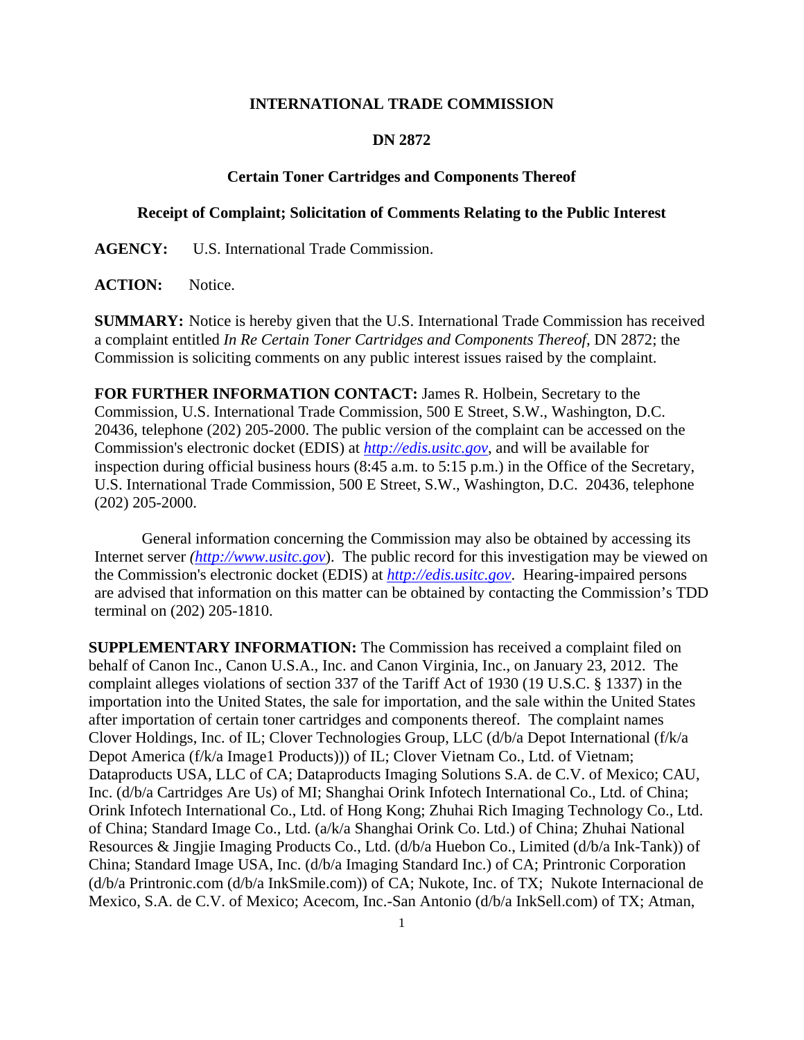**INTERNATIONAL TRADE COMMISSION**

**DN 2872**

**Certain Toner Cartridges and Components Thereof**

**Receipt of Complaint; Solicitation of Comments Relating to the Public Interest**

**AGENCY:** U.S. International Trade Commission.

**ACTION:** Notice.

**SUMMARY:** Notice is hereby given that the U.S. International Trade Commission has received a complaint entitled *In Re Certain Toner Cartridges and Components Thereof*, DN 2872; the Commission is soliciting comments on any public interest issues raised by the complaint.

**FOR FURTHER INFORMATION CONTACT:** James R. Holbein, Secretary to the Commission, U.S. International Trade Commission, 500 E Street, S.W., Washington, D.C. 20436, telephone (202) 205-2000. The public version of the complaint can be accessed on the Commission's electronic docket (EDIS) at *http://edis.usitc.gov*, and will be available for inspection during official business hours (8:45 a.m. to 5:15 p.m.) in the Office of the Secretary, U.S. International Trade Commission, 500 E Street, S.W., Washington, D.C. 20436, telephone (202) 205-2000.

General information concerning the Commission may also be obtained by accessing its Internet server *(http://www.usitc.gov)*. The public record for this investigation may be viewed on the Commission's electronic docket (EDIS) at *http://edis.usitc.gov*. Hearing-impaired persons are advised that information on this matter can be obtained by contacting the Commission's TDD terminal on (202) 205-1810.

**SUPPLEMENTARY INFORMATION:** The Commission has received a complaint filed on behalf of Canon Inc., Canon U.S.A., Inc. and Canon Virginia, Inc., on January 23, 2012. The complaint alleges violations of section 337 of the Tariff Act of 1930 (19 U.S.C. § 1337) in the importation into the United States, the sale for importation, and the sale within the United States after importation of certain toner cartridges and components thereof. The complaint names Clover Holdings, Inc. of IL; Clover Technologies Group, LLC (d/b/a Depot International (f/k/a Depot America (f/k/a Image1 Products))) of IL; Clover Vietnam Co., Ltd. of Vietnam; Dataproducts USA, LLC of CA; Dataproducts Imaging Solutions S.A. de C.V. of Mexico; CAU, Inc. (d/b/a Cartridges Are Us) of MI; Shanghai Orink Infotech International Co., Ltd. of China; Orink Infotech International Co., Ltd. of Hong Kong; Zhuhai Rich Imaging Technology Co., Ltd. of China; Standard Image Co., Ltd. (a/k/a Shanghai Orink Co. Ltd.) of China; Zhuhai National Resources & Jingjie Imaging Products Co., Ltd. (d/b/a Huebon Co., Limited (d/b/a Ink-Tank)) of China; Standard Image USA, Inc. (d/b/a Imaging Standard Inc.) of CA; Printronic Corporation (d/b/a Printronic.com (d/b/a InkSmile.com)) of CA; Nukote, Inc. of TX; Nukote Internacional de Mexico, S.A. de C.V. of Mexico; Acecom, Inc.-San Antonio (d/b/a InkSell.com) of TX; Atman,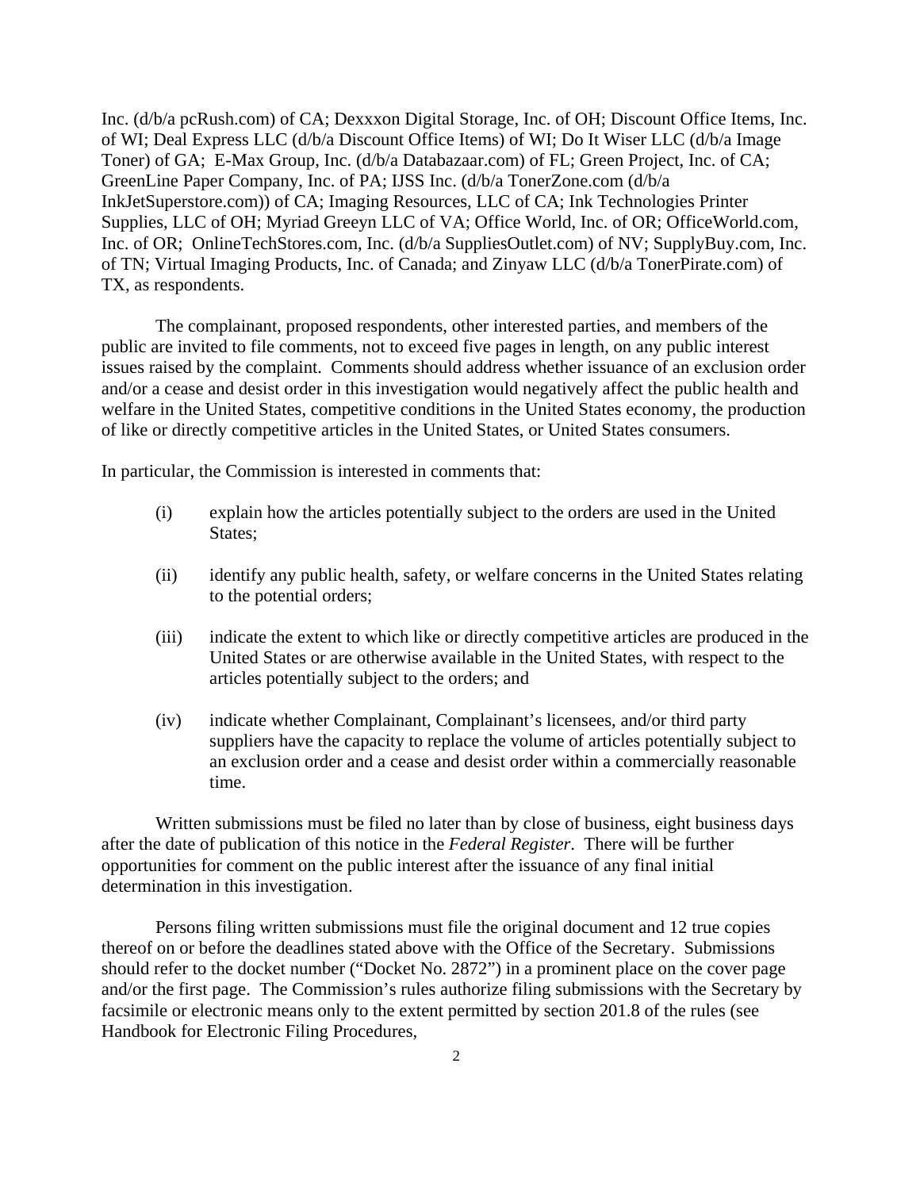Inc. (d/b/a pcRush.com) of CA; Dexxxon Digital Storage, Inc. of OH; Discount Office Items, Inc. of WI; Deal Express LLC (d/b/a Discount Office Items) of WI; Do It Wiser LLC (d/b/a Image Toner) of GA; E-Max Group, Inc. (d/b/a Databazaar.com) of FL; Green Project, Inc. of CA; GreenLine Paper Company, Inc. of PA; IJSS Inc. (d/b/a TonerZone.com (d/b/a InkJetSuperstore.com)) of CA; Imaging Resources, LLC of CA; Ink Technologies Printer Supplies, LLC of OH; Myriad Greeyn LLC of VA; Office World, Inc. of OR; OfficeWorld.com, Inc. of OR; OnlineTechStores.com, Inc. (d/b/a SuppliesOutlet.com) of NV; SupplyBuy.com, Inc. of TN; Virtual Imaging Products, Inc. of Canada; and Zinyaw LLC (d/b/a TonerPirate.com) of TX, as respondents.

The complainant, proposed respondents, other interested parties, and members of the public are invited to file comments, not to exceed five pages in length, on any public interest issues raised by the complaint. Comments should address whether issuance of an exclusion order and/or a cease and desist order in this investigation would negatively affect the public health and welfare in the United States, competitive conditions in the United States economy, the production of like or directly competitive articles in the United States, or United States consumers.

In particular, the Commission is interested in comments that:

(i) explain how the articles potentially subject to the orders are used in the United States;

(ii) identify any public health, safety, or welfare concerns in the United States relating to the potential orders;

(iii) indicate the extent to which like or directly competitive articles are produced in the United States or are otherwise available in the United States, with respect to the articles potentially subject to the orders; and

(iv) indicate whether Complainant, Complainant's licensees, and/or third party suppliers have the capacity to replace the volume of articles potentially subject to an exclusion order and a cease and desist order within a commercially reasonable time.

Written submissions must be filed no later than by close of business, eight business days after the date of publication of this notice in the *Federal Register*. There will be further opportunities for comment on the public interest after the issuance of any final initial determination in this investigation.

Persons filing written submissions must file the original document and 12 true copies thereof on or before the deadlines stated above with the Office of the Secretary. Submissions should refer to the docket number ("Docket No. 2872") in a prominent place on the cover page and/or the first page. The Commission's rules authorize filing submissions with the Secretary by facsimile or electronic means only to the extent permitted by section 201.8 of the rules (see Handbook for Electronic Filing Procedures,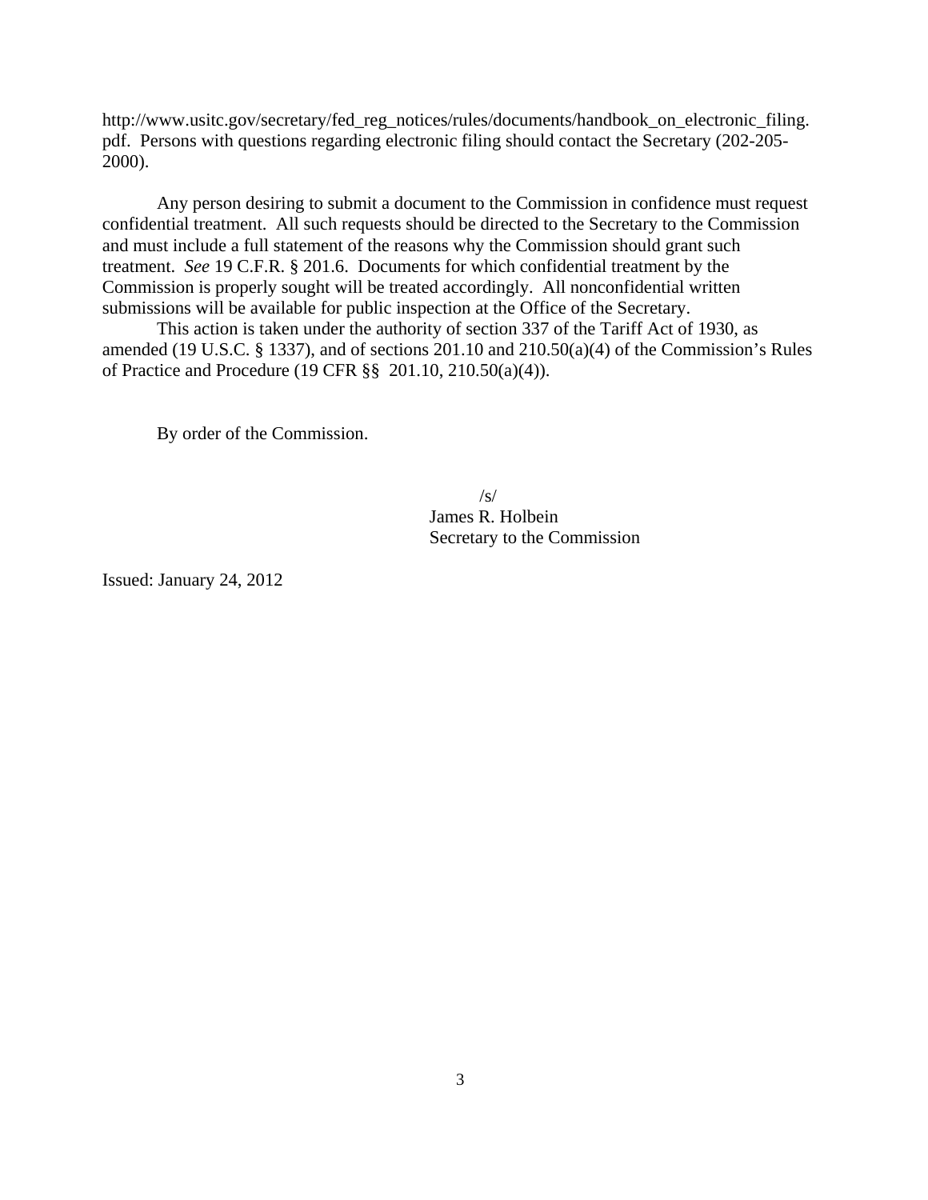http://www.usitc.gov/secretary/fed_reg_notices/rules/documents/handbook_on_electronic_filing.pdf. Persons with questions regarding electronic filing should contact the Secretary (202-205-2000).

Any person desiring to submit a document to the Commission in confidence must request confidential treatment. All such requests should be directed to the Secretary to the Commission and must include a full statement of the reasons why the Commission should grant such treatment. *See* 19 C.F.R. § 201.6. Documents for which confidential treatment by the Commission is properly sought will be treated accordingly. All nonconfidential written submissions will be available for public inspection at the Office of the Secretary.

This action is taken under the authority of section 337 of the Tariff Act of 1930, as amended (19 U.S.C. § 1337), and of sections 201.10 and 210.50(a)(4) of the Commission's Rules of Practice and Procedure (19 CFR §§ 201.10, 210.50(a)(4)).

By order of the Commission.

/s/
James R. Holbein
Secretary to the Commission

Issued: January 24, 2012